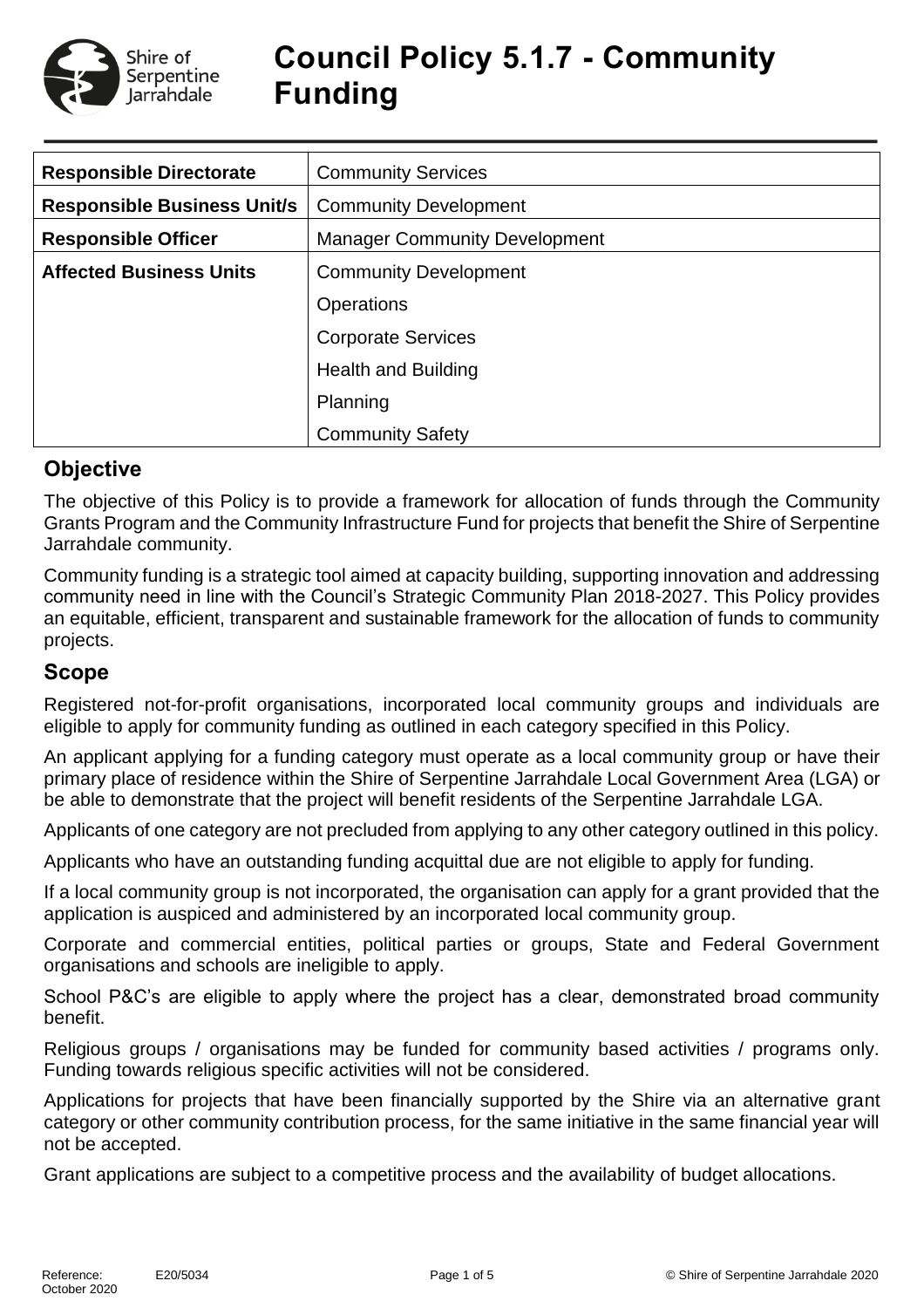# Council Policy 5.1.7 - Community Funding

| Responsible Directorate | Community Services |
|---|---|
| Responsible Business Unit/s | Community Development |
| Responsible Officer | Manager Community Development |
| Affected Business Units | Community Development |
| | Operations |
| | Corporate Services |
| | Health and Building |
| | Planning |
| | Community Safety |

## Objective

The objective of this Policy is to provide a framework for allocation of funds through the Community Grants Program and the Community Infrastructure Fund for projects that benefit the Shire of Serpentine Jarrahdale community.

Community funding is a strategic tool aimed at capacity building, supporting innovation and addressing community need in line with the Council's Strategic Community Plan 2018-2027. This Policy provides an equitable, efficient, transparent and sustainable framework for the allocation of funds to community projects.

## Scope

Registered not-for-profit organisations, incorporated local community groups and individuals are eligible to apply for community funding as outlined in each category specified in this Policy.

An applicant applying for a funding category must operate as a local community group or have their primary place of residence within the Shire of Serpentine Jarrahdale Local Government Area (LGA) or be able to demonstrate that the project will benefit residents of the Serpentine Jarrahdale LGA.

Applicants of one category are not precluded from applying to any other category outlined in this policy.

Applicants who have an outstanding funding acquittal due are not eligible to apply for funding.

If a local community group is not incorporated, the organisation can apply for a grant provided that the application is auspiced and administered by an incorporated local community group.

Corporate and commercial entities, political parties or groups, State and Federal Government organisations and schools are ineligible to apply.

School P&C's are eligible to apply where the project has a clear, demonstrated broad community benefit.

Religious groups / organisations may be funded for community based activities / programs only. Funding towards religious specific activities will not be considered.

Applications for projects that have been financially supported by the Shire via an alternative grant category or other community contribution process, for the same initiative in the same financial year will not be accepted.

Grant applications are subject to a competitive process and the availability of budget allocations.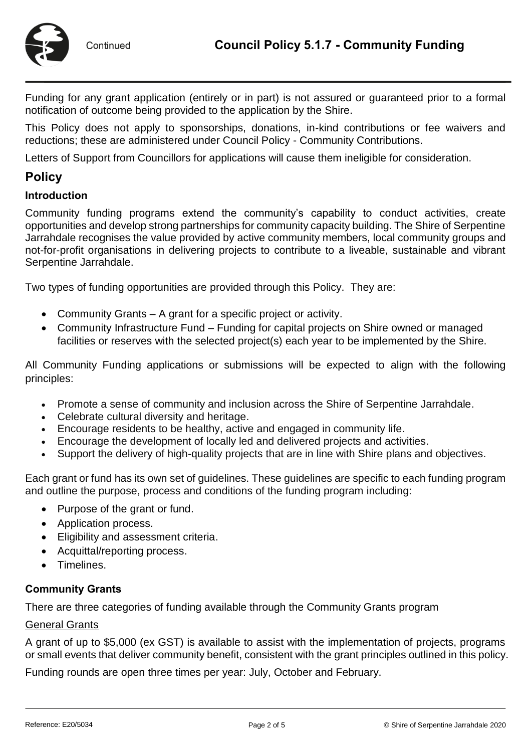Funding for any grant application (entirely or in part) is not assured or guaranteed prior to a formal notification of outcome being provided to the application by the Shire.

This Policy does not apply to sponsorships, donations, in-kind contributions or fee waivers and reductions; these are administered under Council Policy - Community Contributions.

Letters of Support from Councillors for applications will cause them ineligible for consideration.

## Policy

### Introduction

Community funding programs extend the community's capability to conduct activities, create opportunities and develop strong partnerships for community capacity building. The Shire of Serpentine Jarrahdale recognises the value provided by active community members, local community groups and not-for-profit organisations in delivering projects to contribute to a liveable, sustainable and vibrant Serpentine Jarrahdale.

Two types of funding opportunities are provided through this Policy. They are:

- Community Grants – A grant for a specific project or activity.
- Community Infrastructure Fund – Funding for capital projects on Shire owned or managed facilities or reserves with the selected project(s) each year to be implemented by the Shire.

All Community Funding applications or submissions will be expected to align with the following principles:

- Promote a sense of community and inclusion across the Shire of Serpentine Jarrahdale.
- Celebrate cultural diversity and heritage.
- Encourage residents to be healthy, active and engaged in community life.
- Encourage the development of locally led and delivered projects and activities.
- Support the delivery of high-quality projects that are in line with Shire plans and objectives.

Each grant or fund has its own set of guidelines. These guidelines are specific to each funding program and outline the purpose, process and conditions of the funding program including:

- Purpose of the grant or fund.
- Application process.
- Eligibility and assessment criteria.
- Acquittal/reporting process.
- Timelines.

### Community Grants

There are three categories of funding available through the Community Grants program

<u>General Grants</u>

A grant of up to $5,000 (ex GST) is available to assist with the implementation of projects, programs or small events that deliver community benefit, consistent with the grant principles outlined in this policy.

Funding rounds are open three times per year: July, October and February.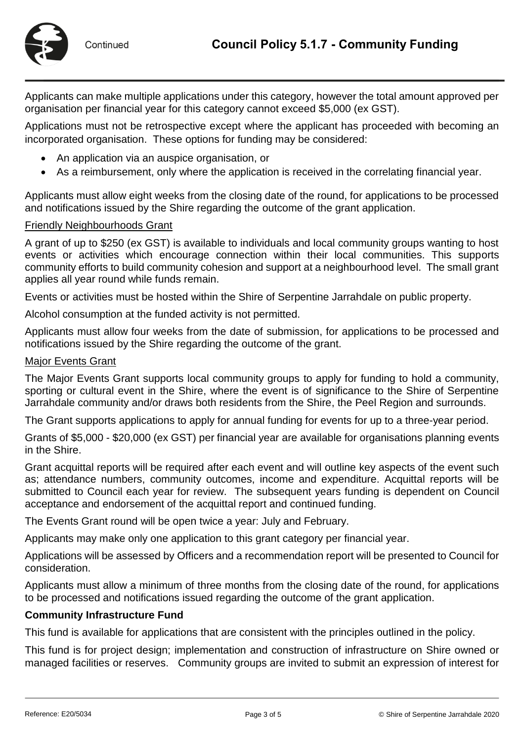Applicants can make multiple applications under this category, however the total amount approved per organisation per financial year for this category cannot exceed $5,000 (ex GST).

Applications must not be retrospective except where the applicant has proceeded with becoming an incorporated organisation. These options for funding may be considered:

- An application via an auspice organisation, or
- As a reimbursement, only where the application is received in the correlating financial year.

Applicants must allow eight weeks from the closing date of the round, for applications to be processed and notifications issued by the Shire regarding the outcome of the grant application.

Friendly Neighbourhoods Grant

A grant of up to $250 (ex GST) is available to individuals and local community groups wanting to host events or activities which encourage connection within their local communities. This supports community efforts to build community cohesion and support at a neighbourhood level. The small grant applies all year round while funds remain.

Events or activities must be hosted within the Shire of Serpentine Jarrahdale on public property.

Alcohol consumption at the funded activity is not permitted.

Applicants must allow four weeks from the date of submission, for applications to be processed and notifications issued by the Shire regarding the outcome of the grant.

Major Events Grant

The Major Events Grant supports local community groups to apply for funding to hold a community, sporting or cultural event in the Shire, where the event is of significance to the Shire of Serpentine Jarrahdale community and/or draws both residents from the Shire, the Peel Region and surrounds.

The Grant supports applications to apply for annual funding for events for up to a three-year period.

Grants of $5,000 - $20,000 (ex GST) per financial year are available for organisations planning events in the Shire.

Grant acquittal reports will be required after each event and will outline key aspects of the event such as; attendance numbers, community outcomes, income and expenditure. Acquittal reports will be submitted to Council each year for review. The subsequent years funding is dependent on Council acceptance and endorsement of the acquittal report and continued funding.

The Events Grant round will be open twice a year: July and February.

Applicants may make only one application to this grant category per financial year.

Applications will be assessed by Officers and a recommendation report will be presented to Council for consideration.

Applicants must allow a minimum of three months from the closing date of the round, for applications to be processed and notifications issued regarding the outcome of the grant application.

**Community Infrastructure Fund**

This fund is available for applications that are consistent with the principles outlined in the policy.

This fund is for project design; implementation and construction of infrastructure on Shire owned or managed facilities or reserves. Community groups are invited to submit an expression of interest for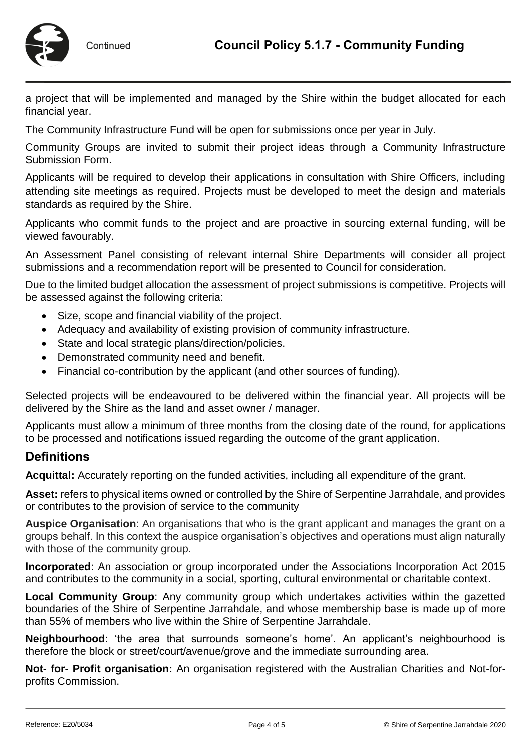a project that will be implemented and managed by the Shire within the budget allocated for each financial year.

The Community Infrastructure Fund will be open for submissions once per year in July.

Community Groups are invited to submit their project ideas through a Community Infrastructure Submission Form.

Applicants will be required to develop their applications in consultation with Shire Officers, including attending site meetings as required. Projects must be developed to meet the design and materials standards as required by the Shire.

Applicants who commit funds to the project and are proactive in sourcing external funding, will be viewed favourably.

An Assessment Panel consisting of relevant internal Shire Departments will consider all project submissions and a recommendation report will be presented to Council for consideration.

Due to the limited budget allocation the assessment of project submissions is competitive. Projects will be assessed against the following criteria:

- Size, scope and financial viability of the project.
- Adequacy and availability of existing provision of community infrastructure.
- State and local strategic plans/direction/policies.
- Demonstrated community need and benefit.
- Financial co-contribution by the applicant (and other sources of funding).

Selected projects will be endeavoured to be delivered within the financial year. All projects will be delivered by the Shire as the land and asset owner / manager.

Applicants must allow a minimum of three months from the closing date of the round, for applications to be processed and notifications issued regarding the outcome of the grant application.

## Definitions

**Acquittal:** Accurately reporting on the funded activities, including all expenditure of the grant.

**Asset:** refers to physical items owned or controlled by the Shire of Serpentine Jarrahdale, and provides or contributes to the provision of service to the community

**Auspice Organisation**: An organisations that who is the grant applicant and manages the grant on a groups behalf. In this context the auspice organisation's objectives and operations must align naturally with those of the community group.

**Incorporated**: An association or group incorporated under the Associations Incorporation Act 2015 and contributes to the community in a social, sporting, cultural environmental or charitable context.

**Local Community Group**: Any community group which undertakes activities within the gazetted boundaries of the Shire of Serpentine Jarrahdale, and whose membership base is made up of more than 55% of members who live within the Shire of Serpentine Jarrahdale.

**Neighbourhood**: 'the area that surrounds someone's home'. An applicant's neighbourhood is therefore the block or street/court/avenue/grove and the immediate surrounding area.

**Not- for- Profit organisation:** An organisation registered with the Australian Charities and Not-for-profits Commission.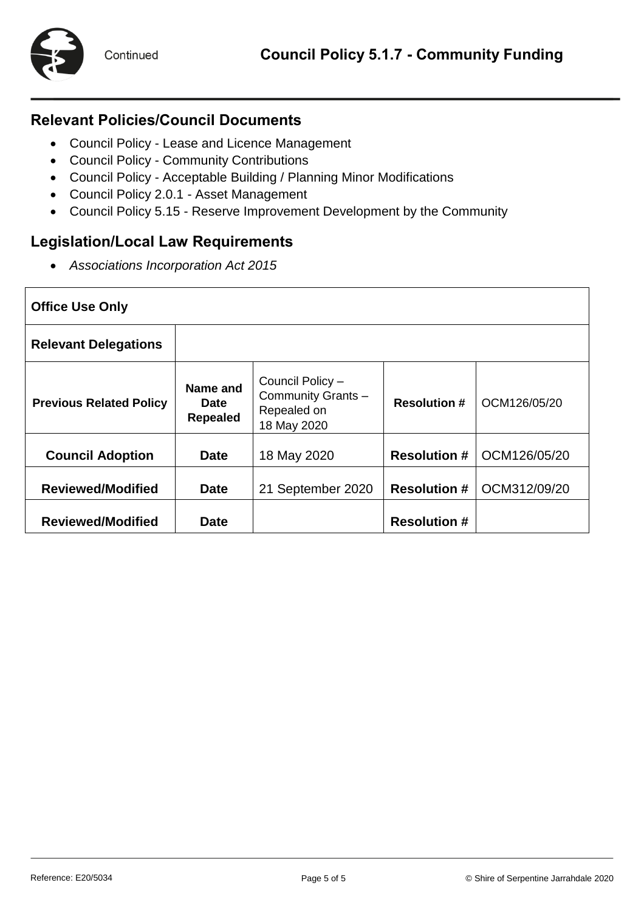## Relevant Policies/Council Documents

- Council Policy - Lease and Licence Management
- Council Policy - Community Contributions
- Council Policy - Acceptable Building / Planning Minor Modifications
- Council Policy 2.0.1 - Asset Management
- Council Policy 5.15 - Reserve Improvement Development by the Community

## Legislation/Local Law Requirements

- *Associations Incorporation Act 2015*

| **Office Use Only** | | | | |
|---|---|---|---|---|
| **Relevant Delegations** | | | | |
| **Previous Related Policy** | **Name and Date Repealed** | Council Policy – Community Grants – Repealed on 18 May 2020 | **Resolution #** | OCM126/05/20 |
| **Council Adoption** | **Date** | 18 May 2020 | **Resolution #** | OCM126/05/20 |
| **Reviewed/Modified** | **Date** | 21 September 2020 | **Resolution #** | OCM312/09/20 |
| **Reviewed/Modified** | **Date** | | **Resolution #** | |